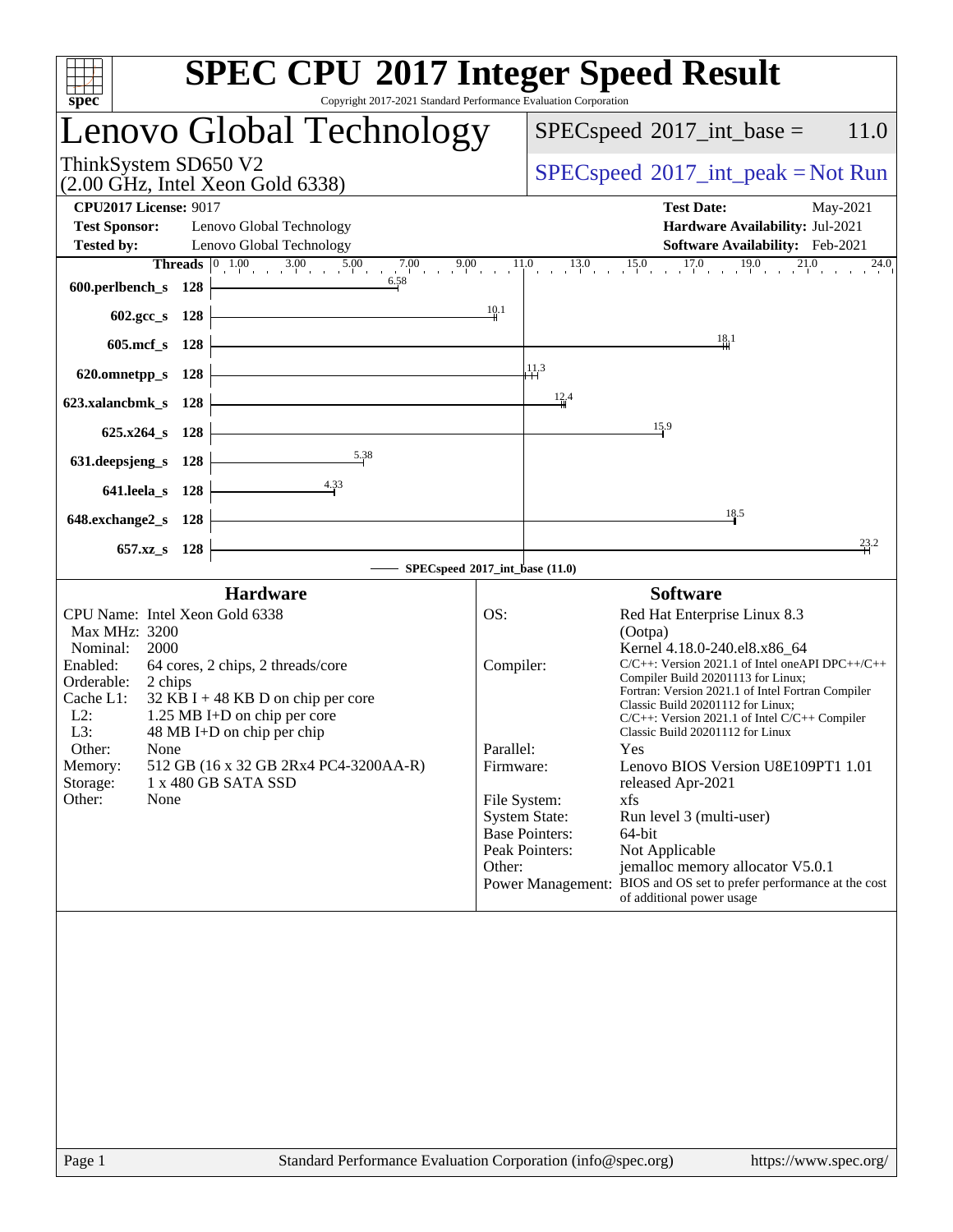# SPEC CPU 2017 Integer Speed Result

Copyright 2017-2021 Standard Performance Evaluation Corporation

## Lenovo Global Technology

ThinkSystem SD650 V2
(2.00 GHz, Intel Xeon Gold 6338)

SPECspeed 2017_int_base = 11.0

SPECspeed 2017_int_peak = Not Run

**CPU2017 License:** 9017
**Test Sponsor:** Lenovo Global Technology
**Tested by:** Lenovo Global Technology

**Test Date:** May-2021
**Hardware Availability:** Jul-2021
**Software Availability:** Feb-2021

| Benchmark | Threads | Base |
|---|---|---|
| 600.perlbench_s | 128 | 6.58 |
| 602.gcc_s | 128 | 10.1 |
| 605.mcf_s | 128 | 18.1 |
| 620.omnetpp_s | 128 | 11.3 |
| 623.xalancbmk_s | 128 | 12.4 |
| 625.x264_s | 128 | 15.9 |
| 631.deepsjeng_s | 128 | 5.38 |
| 641.leela_s | 128 | 4.33 |
| 648.exchange2_s | 128 | 18.5 |
| 657.xz_s | 128 | 23.2 |

SPECspeed 2017_int_base (11.0)

### Hardware

CPU Name: Intel Xeon Gold 6338
Max MHz: 3200
Nominal: 2000
Enabled: 64 cores, 2 chips, 2 threads/core
Orderable: 2 chips
Cache L1: 32 KB I + 48 KB D on chip per core
L2: 1.25 MB I+D on chip per core
L3: 48 MB I+D on chip per chip
Other: None
Memory: 512 GB (16 x 32 GB 2Rx4 PC4-3200AA-R)
Storage: 1 x 480 GB SATA SSD
Other: None

### Software

OS: Red Hat Enterprise Linux 8.3 (Ootpa)
Kernel 4.18.0-240.el8.x86_64
Compiler: C/C++: Version 2021.1 of Intel oneAPI DPC++/C++ Compiler Build 20201113 for Linux;
Fortran: Version 2021.1 of Intel Fortran Compiler Classic Build 20201112 for Linux;
C/C++: Version 2021.1 of Intel C/C++ Compiler Classic Build 20201112 for Linux
Parallel: Yes
Firmware: Lenovo BIOS Version U8E109PT1 1.01 released Apr-2021
File System: xfs
System State: Run level 3 (multi-user)
Base Pointers: 64-bit
Peak Pointers: Not Applicable
Other: jemalloc memory allocator V5.0.1
Power Management: BIOS and OS set to prefer performance at the cost of additional power usage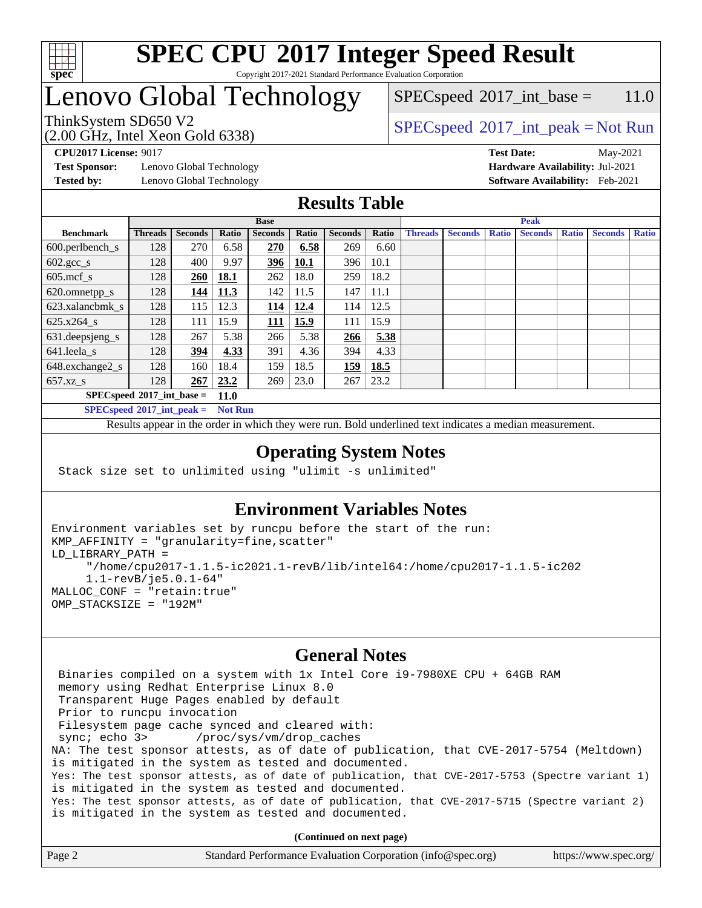# SPEC CPU 2017 Integer Speed Result

Copyright 2017-2021 Standard Performance Evaluation Corporation

# Lenovo Global Technology

ThinkSystem SD650 V2
(2.00 GHz, Intel Xeon Gold 6338)

SPECspeed 2017_int_base = 11.0

SPECspeed 2017_int_peak = Not Run

**CPU2017 License:** 9017
**Test Sponsor:** Lenovo Global Technology
**Tested by:** Lenovo Global Technology

**Test Date:** May-2021
**Hardware Availability:** Jul-2021
**Software Availability:** Feb-2021

## Results Table

| Benchmark | Base | | | | | | | Peak | | | | | | |
|---|---|---|---|---|---|---|---|---|---|---|---|---|---|---|
| | Threads | Seconds | Ratio | Seconds | Ratio | Seconds | Ratio | Threads | Seconds | Ratio | Seconds | Ratio | Seconds | Ratio |
| 600.perlbench_s | 128 | 270 | 6.58 | **270** | **6.58** | 269 | 6.60 | | | | | | | |
| 602.gcc_s | 128 | 400 | 9.97 | **396** | **10.1** | 396 | 10.1 | | | | | | | |
| 605.mcf_s | 128 | **260** | **18.1** | 262 | 18.0 | 259 | 18.2 | | | | | | | |
| 620.omnetpp_s | 128 | **144** | **11.3** | 142 | 11.5 | 147 | 11.1 | | | | | | | |
| 623.xalancbmk_s | 128 | 115 | 12.3 | **114** | **12.4** | 114 | 12.5 | | | | | | | |
| 625.x264_s | 128 | 111 | 15.9 | **111** | **15.9** | 111 | 15.9 | | | | | | | |
| 631.deepsjeng_s | 128 | 267 | 5.38 | 266 | 5.38 | **266** | **5.38** | | | | | | | |
| 641.leela_s | 128 | **394** | **4.33** | 391 | 4.36 | 394 | 4.33 | | | | | | | |
| 648.exchange2_s | 128 | 160 | 18.4 | 159 | 18.5 | **159** | **18.5** | | | | | | | |
| 657.xz_s | 128 | **267** | **23.2** | 269 | 23.0 | 267 | 23.2 | | | | | | | |

**SPECspeed 2017_int_base = 11.0**

**SPECspeed 2017_int_peak = Not Run**

Results appear in the order in which they were run. Bold underlined text indicates a median measurement.

## Operating System Notes

```
Stack size set to unlimited using "ulimit -s unlimited"
```

## Environment Variables Notes

```
Environment variables set by runcpu before the start of the run:
KMP_AFFINITY = "granularity=fine,scatter"
LD_LIBRARY_PATH =
     "/home/cpu2017-1.1.5-ic2021.1-revB/lib/intel64:/home/cpu2017-1.1.5-ic202
     1.1-revB/je5.0.1-64"
MALLOC_CONF = "retain:true"
OMP_STACKSIZE = "192M"
```

## General Notes

```
 Binaries compiled on a system with 1x Intel Core i9-7980XE CPU + 64GB RAM
 memory using Redhat Enterprise Linux 8.0
 Transparent Huge Pages enabled by default
 Prior to runcpu invocation
 Filesystem page cache synced and cleared with:
 sync; echo 3>       /proc/sys/vm/drop_caches
NA: The test sponsor attests, as of date of publication, that CVE-2017-5754 (Meltdown)
is mitigated in the system as tested and documented.
Yes: The test sponsor attests, as of date of publication, that CVE-2017-5753 (Spectre variant 1)
is mitigated in the system as tested and documented.
Yes: The test sponsor attests, as of date of publication, that CVE-2017-5715 (Spectre variant 2)
is mitigated in the system as tested and documented.
```

**(Continued on next page)**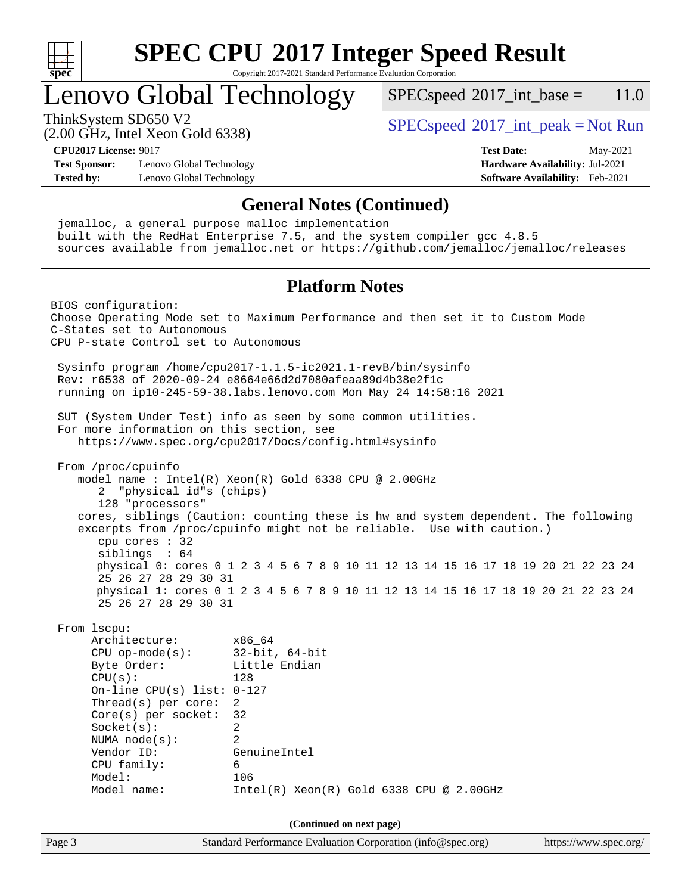# SPEC CPU 2017 Integer Speed Result

Copyright 2017-2021 Standard Performance Evaluation Corporation

## Lenovo Global Technology

ThinkSystem SD650 V2
(2.00 GHz, Intel Xeon Gold 6338)

SPECspeed 2017_int_base = 11.0

SPECspeed 2017_int_peak = Not Run

**CPU2017 License:** 9017
**Test Sponsor:** Lenovo Global Technology
**Tested by:** Lenovo Global Technology

**Test Date:** May-2021
**Hardware Availability:** Jul-2021
**Software Availability:** Feb-2021

### General Notes (Continued)

```
jemalloc, a general purpose malloc implementation
built with the RedHat Enterprise 7.5, and the system compiler gcc 4.8.5
sources available from jemalloc.net or https://github.com/jemalloc/jemalloc/releases
```

### Platform Notes

```
BIOS configuration:
Choose Operating Mode set to Maximum Performance and then set it to Custom Mode
C-States set to Autonomous
CPU P-state Control set to Autonomous

 Sysinfo program /home/cpu2017-1.1.5-ic2021.1-revB/bin/sysinfo
 Rev: r6538 of 2020-09-24 e8664e66d2d7080afeaa89d4b38e2f1c
 running on ip10-245-59-38.labs.lenovo.com Mon May 24 14:58:16 2021

 SUT (System Under Test) info as seen by some common utilities.
 For more information on this section, see
    https://www.spec.org/cpu2017/Docs/config.html#sysinfo

 From /proc/cpuinfo
    model name : Intel(R) Xeon(R) Gold 6338 CPU @ 2.00GHz
       2  "physical id"s (chips)
       128 "processors"
    cores, siblings (Caution: counting these is hw and system dependent. The following
    excerpts from /proc/cpuinfo might not be reliable.  Use with caution.)
       cpu cores : 32
       siblings  : 64
       physical 0: cores 0 1 2 3 4 5 6 7 8 9 10 11 12 13 14 15 16 17 18 19 20 21 22 23 24
       25 26 27 28 29 30 31
       physical 1: cores 0 1 2 3 4 5 6 7 8 9 10 11 12 13 14 15 16 17 18 19 20 21 22 23 24
       25 26 27 28 29 30 31

 From lscpu:
      Architecture:          x86_64
      CPU op-mode(s):        32-bit, 64-bit
      Byte Order:            Little Endian
      CPU(s):                128
      On-line CPU(s) list: 0-127
      Thread(s) per core:  2
      Core(s) per socket:  32
      Socket(s):             2
      NUMA node(s):          2
      Vendor ID:             GenuineIntel
      CPU family:            6
      Model:                 106
      Model name:            Intel(R) Xeon(R) Gold 6338 CPU @ 2.00GHz
```

(Continued on next page)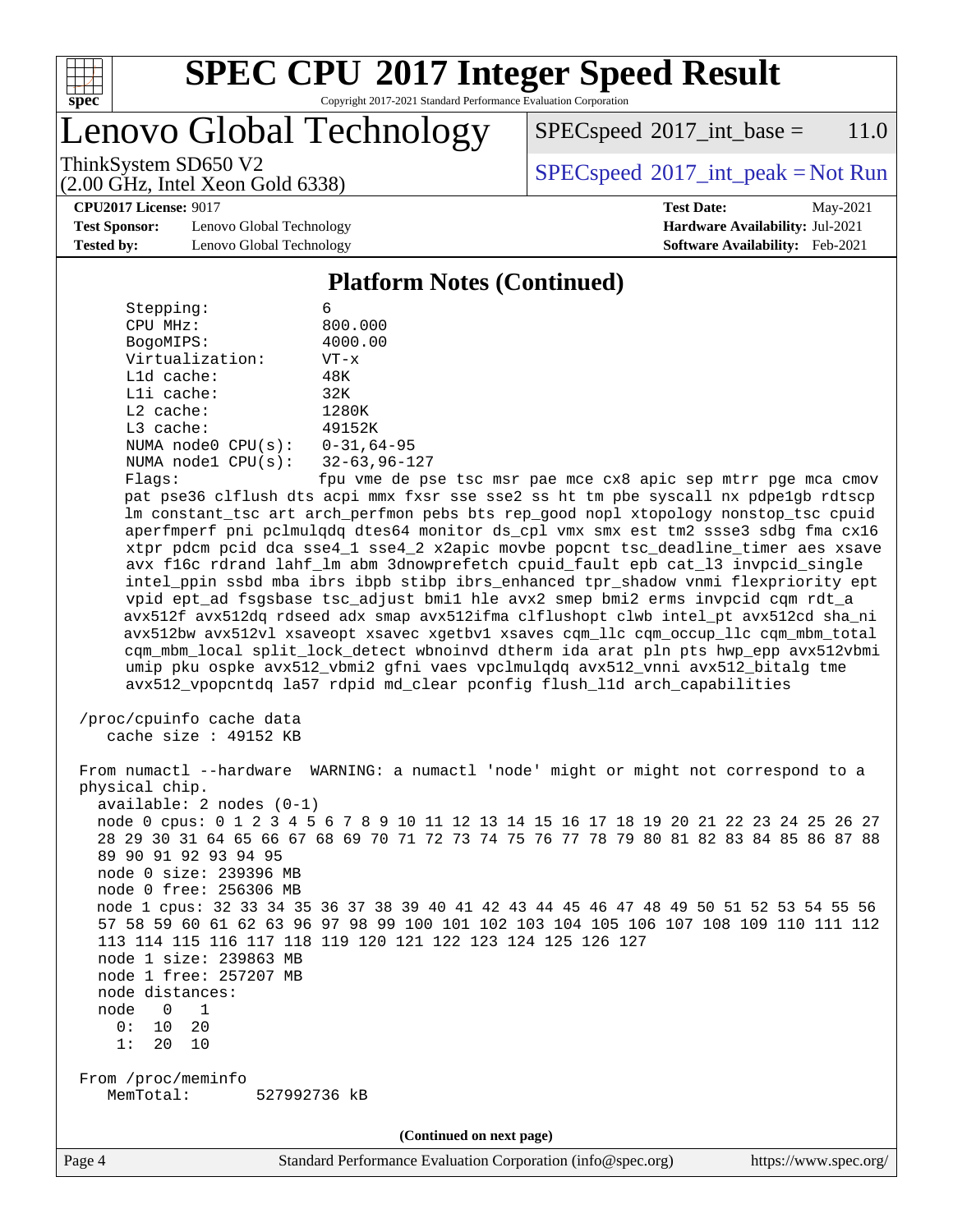## Platform Notes (Continued)

```
Stepping:              6
CPU MHz:               800.000
BogoMIPS:              4000.00
Virtualization:        VT-x
L1d cache:             48K
L1i cache:             32K
L2 cache:              1280K
L3 cache:              49152K
NUMA node0 CPU(s):     0-31,64-95
NUMA node1 CPU(s):     32-63,96-127
Flags:                 fpu vme de pse tsc msr pae mce cx8 apic sep mtrr pge mca cmov
pat pse36 clflush dts acpi mmx fxsr sse sse2 ss ht tm pbe syscall nx pdpe1gb rdtscp
lm constant_tsc art arch_perfmon pebs bts rep_good nopl xtopology nonstop_tsc cpuid
aperfmperf pni pclmulqdq dtes64 monitor ds_cpl vmx smx est tm2 ssse3 sdbg fma cx16
xtpr pdcm pcid dca sse4_1 sse4_2 x2apic movbe popcnt tsc_deadline_timer aes xsave
avx f16c rdrand lahf_lm abm 3dnowprefetch cpuid_fault epb cat_l3 invpcid_single
intel_ppin ssbd mba ibrs ibpb stibp ibrs_enhanced tpr_shadow vnmi flexpriority ept
vpid ept_ad fsgsbase tsc_adjust bmi1 hle avx2 smep bmi2 erms invpcid cqm rdt_a
avx512f avx512dq rdseed adx smap avx512ifma clflushopt clwb intel_pt avx512cd sha_ni
avx512bw avx512vl xsaveopt xsavec xgetbv1 xsaves cqm_llc cqm_occup_llc cqm_mbm_total
cqm_mbm_local split_lock_detect wbnoinvd dtherm ida arat pln pts hwp_epp avx512vbmi
umip pku ospke avx512_vbmi2 gfni vaes vpclmulqdq avx512_vnni avx512_bitalg tme
avx512_vpopcntdq la57 rdpid md_clear pconfig flush_l1d arch_capabilities

/proc/cpuinfo cache data
   cache size : 49152 KB

From numactl --hardware  WARNING: a numactl 'node' might or might not correspond to a
physical chip.
  available: 2 nodes (0-1)
  node 0 cpus: 0 1 2 3 4 5 6 7 8 9 10 11 12 13 14 15 16 17 18 19 20 21 22 23 24 25 26 27
  28 29 30 31 64 65 66 67 68 69 70 71 72 73 74 75 76 77 78 79 80 81 82 83 84 85 86 87 88
  89 90 91 92 93 94 95
  node 0 size: 239396 MB
  node 0 free: 256306 MB
  node 1 cpus: 32 33 34 35 36 37 38 39 40 41 42 43 44 45 46 47 48 49 50 51 52 53 54 55 56
  57 58 59 60 61 62 63 96 97 98 99 100 101 102 103 104 105 106 107 108 109 110 111 112
  113 114 115 116 117 118 119 120 121 122 123 124 125 126 127
  node 1 size: 239863 MB
  node 1 free: 257207 MB
  node distances:
  node   0   1
    0:  10  20
    1:  20  10

From /proc/meminfo
   MemTotal:       527992736 kB
```

(Continued on next page)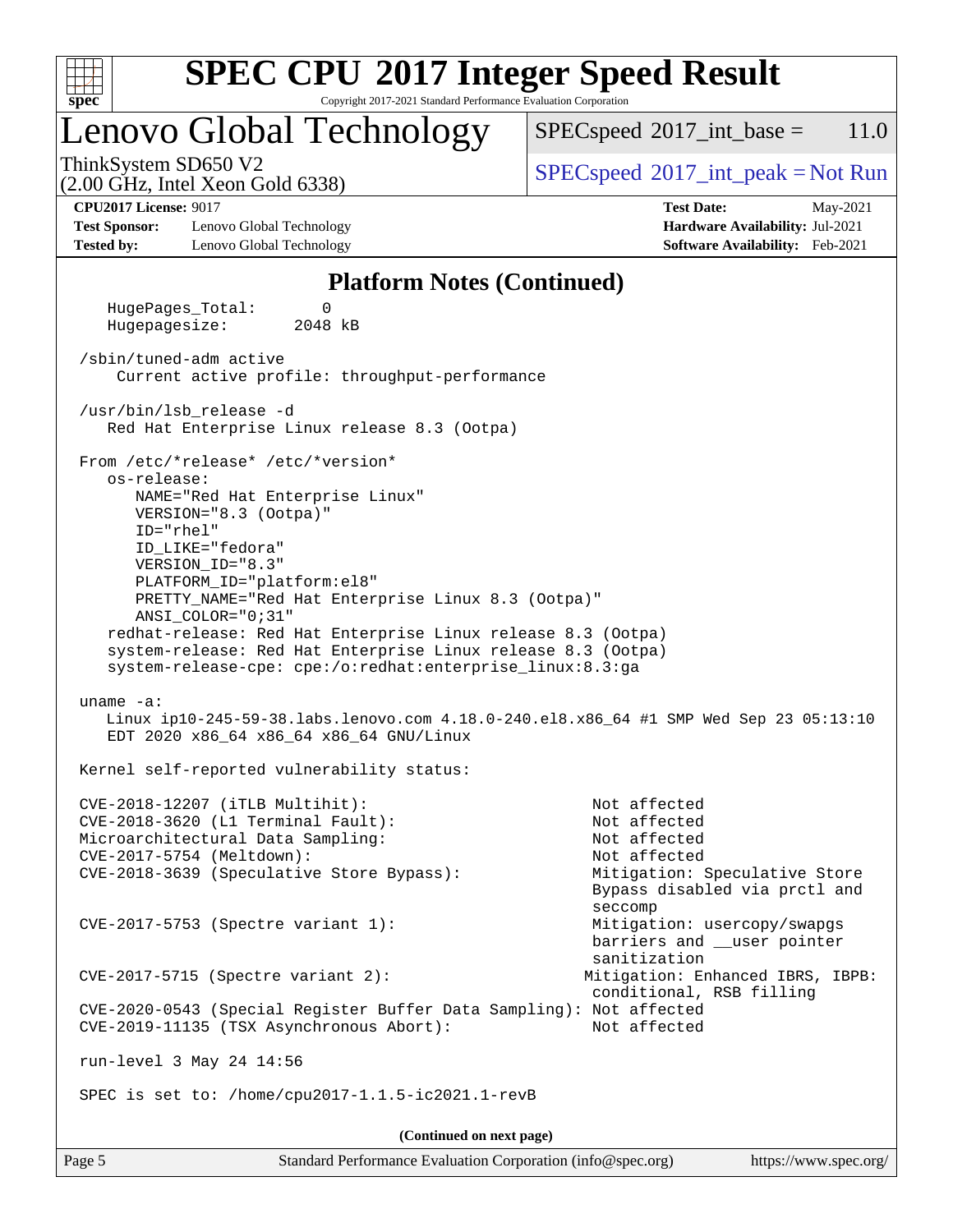## Platform Notes (Continued)

```
    HugePages_Total:       0
    Hugepagesize:       2048 kB

  /sbin/tuned-adm active
     Current active profile: throughput-performance

  /usr/bin/lsb_release -d
     Red Hat Enterprise Linux release 8.3 (Ootpa)

  From /etc/*release* /etc/*version*
     os-release:
        NAME="Red Hat Enterprise Linux"
        VERSION="8.3 (Ootpa)"
        ID="rhel"
        ID_LIKE="fedora"
        VERSION_ID="8.3"
        PLATFORM_ID="platform:el8"
        PRETTY_NAME="Red Hat Enterprise Linux 8.3 (Ootpa)"
        ANSI_COLOR="0;31"
     redhat-release: Red Hat Enterprise Linux release 8.3 (Ootpa)
     system-release: Red Hat Enterprise Linux release 8.3 (Ootpa)
     system-release-cpe: cpe:/o:redhat:enterprise_linux:8.3:ga

  uname -a:
     Linux ip10-245-59-38.labs.lenovo.com 4.18.0-240.el8.x86_64 #1 SMP Wed Sep 23 05:13:10
     EDT 2020 x86_64 x86_64 x86_64 GNU/Linux

  Kernel self-reported vulnerability status:

  CVE-2018-12207 (iTLB Multihit):                          Not affected
  CVE-2018-3620 (L1 Terminal Fault):                       Not affected
  Microarchitectural Data Sampling:                        Not affected
  CVE-2017-5754 (Meltdown):                                Not affected
  CVE-2018-3639 (Speculative Store Bypass):                Mitigation: Speculative Store
                                                           Bypass disabled via prctl and
                                                           seccomp
  CVE-2017-5753 (Spectre variant 1):                       Mitigation: usercopy/swapgs
                                                           barriers and __user pointer
                                                           sanitization
  CVE-2017-5715 (Spectre variant 2):                      Mitigation: Enhanced IBRS, IBPB:
                                                           conditional, RSB filling
  CVE-2020-0543 (Special Register Buffer Data Sampling): Not affected
  CVE-2019-11135 (TSX Asynchronous Abort):                 Not affected

  run-level 3 May 24 14:56

  SPEC is set to: /home/cpu2017-1.1.5-ic2021.1-revB
```

(Continued on next page)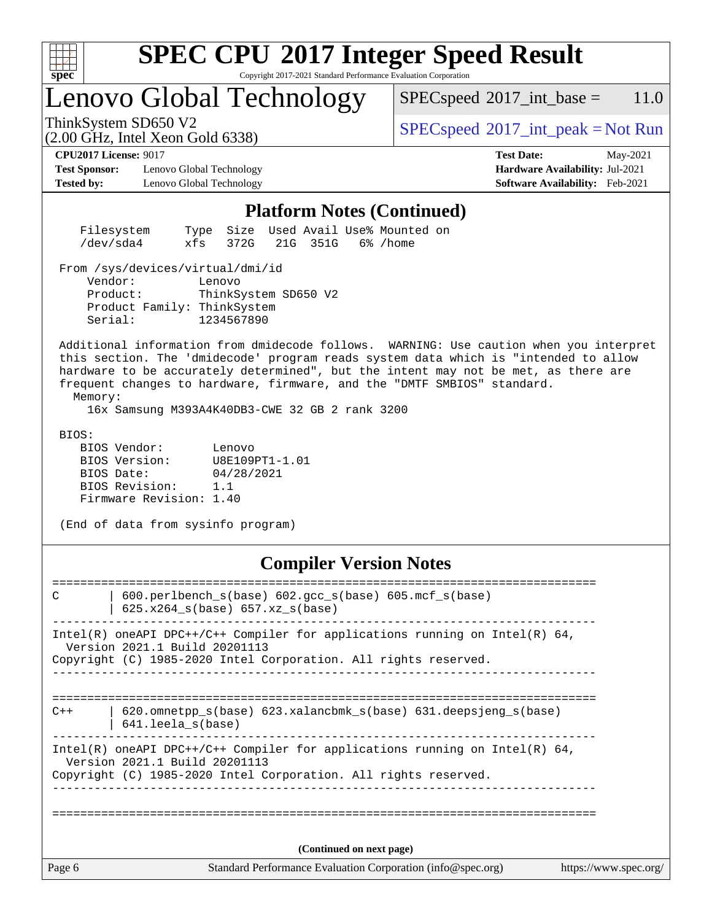## Platform Notes (Continued)

```
Filesystem     Type  Size  Used Avail Use% Mounted on
/dev/sda4      xfs   372G   21G  351G   6% /home

From /sys/devices/virtual/dmi/id
    Vendor:         Lenovo
    Product:        ThinkSystem SD650 V2
    Product Family: ThinkSystem
    Serial:         1234567890

Additional information from dmidecode follows.  WARNING: Use caution when you interpret
this section. The 'dmidecode' program reads system data which is "intended to allow
hardware to be accurately determined", but the intent may not be met, as there are
frequent changes to hardware, firmware, and the "DMTF SMBIOS" standard.
  Memory:
    16x Samsung M393A4K40DB3-CWE 32 GB 2 rank 3200

BIOS:
   BIOS Vendor:       Lenovo
   BIOS Version:      U8E109PT1-1.01
   BIOS Date:         04/28/2021
   BIOS Revision:     1.1
   Firmware Revision: 1.40

(End of data from sysinfo program)
```

## Compiler Version Notes

```
==============================================================================
C       | 600.perlbench_s(base) 602.gcc_s(base) 605.mcf_s(base)
        | 625.x264_s(base) 657.xz_s(base)
------------------------------------------------------------------------------
Intel(R) oneAPI DPC++/C++ Compiler for applications running on Intel(R) 64,
  Version 2021.1 Build 20201113
Copyright (C) 1985-2020 Intel Corporation. All rights reserved.
------------------------------------------------------------------------------

==============================================================================
C++     | 620.omnetpp_s(base) 623.xalancbmk_s(base) 631.deepsjeng_s(base)
        | 641.leela_s(base)
------------------------------------------------------------------------------
Intel(R) oneAPI DPC++/C++ Compiler for applications running on Intel(R) 64,
  Version 2021.1 Build 20201113
Copyright (C) 1985-2020 Intel Corporation. All rights reserved.
------------------------------------------------------------------------------

==============================================================================
```

(Continued on next page)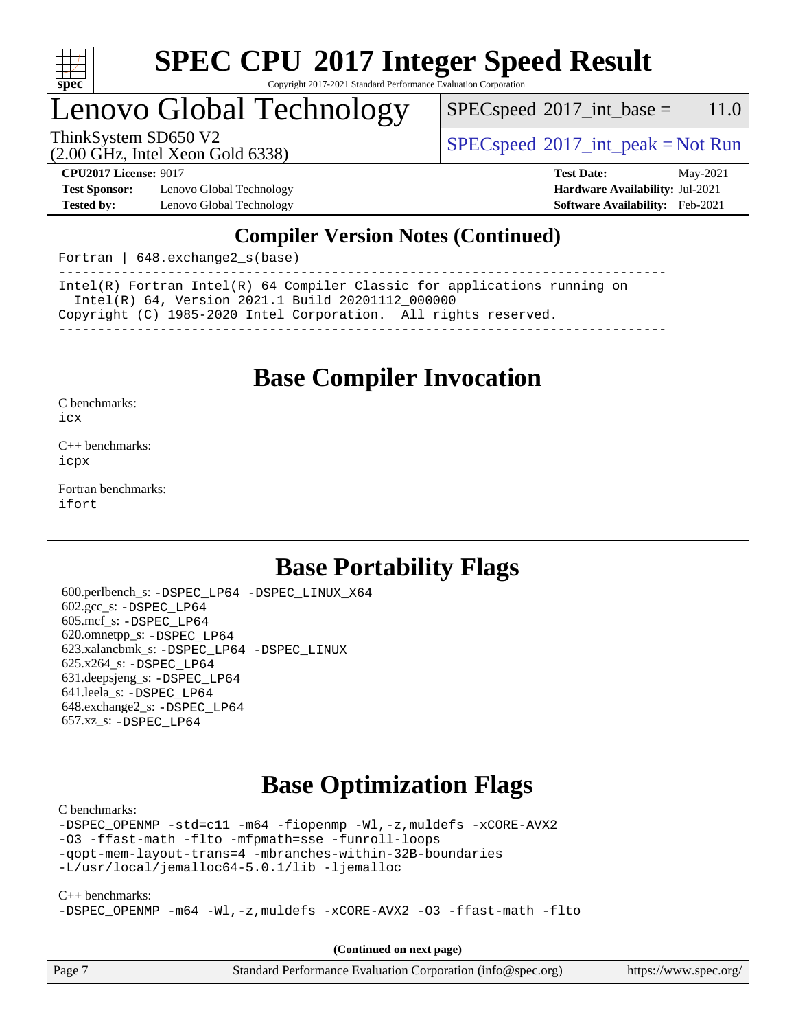## Compiler Version Notes (Continued)

```
Fortran | 648.exchange2_s(base)
------------------------------------------------------------------------------
Intel(R) Fortran Intel(R) 64 Compiler Classic for applications running on
  Intel(R) 64, Version 2021.1 Build 20201112_000000
Copyright (C) 1985-2020 Intel Corporation.  All rights reserved.
------------------------------------------------------------------------------
```

## Base Compiler Invocation

C benchmarks:
icx

C++ benchmarks:
icpx

Fortran benchmarks:
ifort

## Base Portability Flags

600.perlbench_s: -DSPEC_LP64 -DSPEC_LINUX_X64
602.gcc_s: -DSPEC_LP64
605.mcf_s: -DSPEC_LP64
620.omnetpp_s: -DSPEC_LP64
623.xalancbmk_s: -DSPEC_LP64 -DSPEC_LINUX
625.x264_s: -DSPEC_LP64
631.deepsjeng_s: -DSPEC_LP64
641.leela_s: -DSPEC_LP64
648.exchange2_s: -DSPEC_LP64
657.xz_s: -DSPEC_LP64

## Base Optimization Flags

C benchmarks:
-DSPEC_OPENMP -std=c11 -m64 -fiopenmp -Wl,-z,muldefs -xCORE-AVX2 -O3 -ffast-math -flto -mfpmath=sse -funroll-loops -qopt-mem-layout-trans=4 -mbranches-within-32B-boundaries -L/usr/local/jemalloc64-5.0.1/lib -ljemalloc

C++ benchmarks:
-DSPEC_OPENMP -m64 -Wl,-z,muldefs -xCORE-AVX2 -O3 -ffast-math -flto

**(Continued on next page)**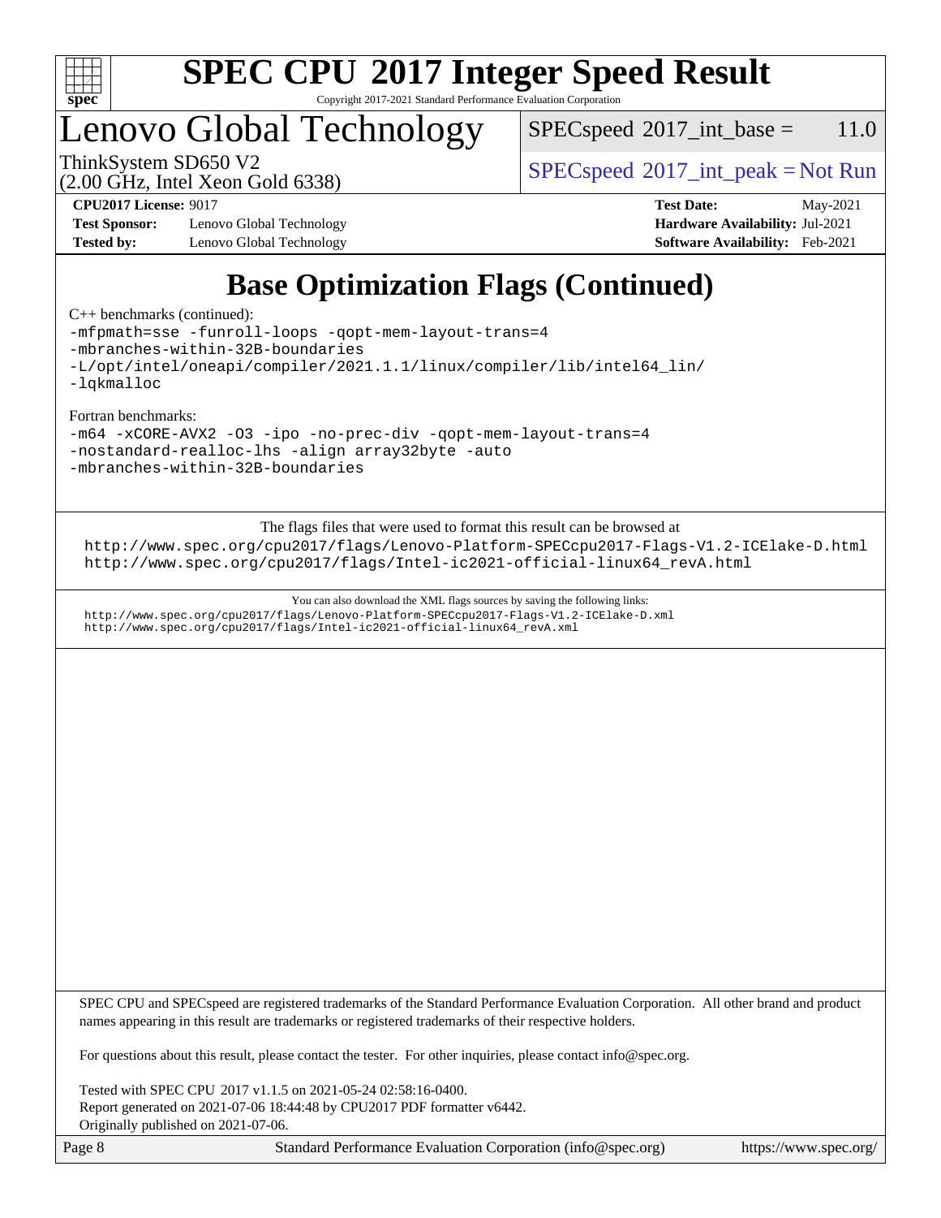# Base Optimization Flags (Continued)

C++ benchmarks (continued):

```
-mfpmath=sse -funroll-loops -qopt-mem-layout-trans=4
-mbranches-within-32B-boundaries
-L/opt/intel/oneapi/compiler/2021.1.1/linux/compiler/lib/intel64_lin/
-lqkmalloc
```

Fortran benchmarks:

```
-m64 -xCORE-AVX2 -O3 -ipo -no-prec-div -qopt-mem-layout-trans=4
-nostandard-realloc-lhs -align array32byte -auto
-mbranches-within-32B-boundaries
```

The flags files that were used to format this result can be browsed at

http://www.spec.org/cpu2017/flags/Lenovo-Platform-SPECcpu2017-Flags-V1.2-ICElake-D.html
http://www.spec.org/cpu2017/flags/Intel-ic2021-official-linux64_revA.html

You can also download the XML flags sources by saving the following links:

http://www.spec.org/cpu2017/flags/Lenovo-Platform-SPECcpu2017-Flags-V1.2-ICElake-D.xml
http://www.spec.org/cpu2017/flags/Intel-ic2021-official-linux64_revA.xml

SPEC CPU and SPECspeed are registered trademarks of the Standard Performance Evaluation Corporation. All other brand and product names appearing in this result are trademarks or registered trademarks of their respective holders.

For questions about this result, please contact the tester. For other inquiries, please contact info@spec.org.

Tested with SPEC CPU 2017 v1.1.5 on 2021-05-24 02:58:16-0400.
Report generated on 2021-07-06 18:44:48 by CPU2017 PDF formatter v6442.
Originally published on 2021-07-06.